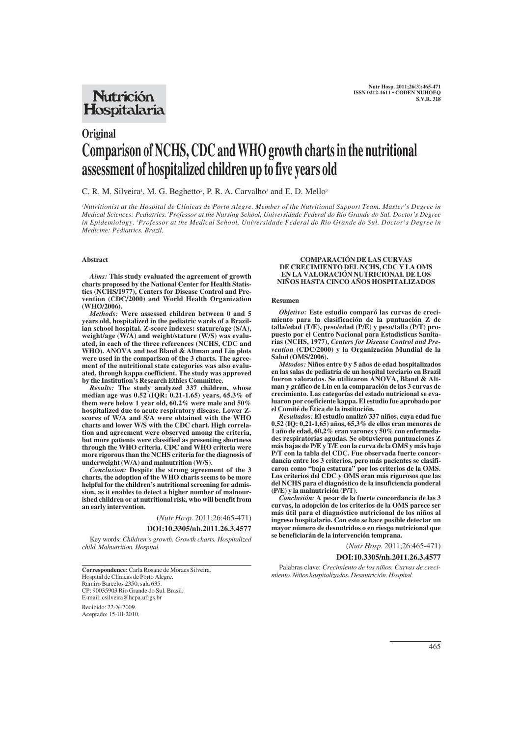**Nutrición Hospitalaria**

Original

# Comparison of NCHS, CDC and WHO growth charts in the nutritional assessment of hospitalized children up to five years old

C. R. M. Silveira[1], M. G. Beghetto[2], P. R. A. Carvalho[3] and E. D. Mello[3]

*[1]Nutritionist at the Hospital de Clínicas de Porto Alegre. Member of the Nutritional Support Team. Master's Degree in Medical Sciences: Pediatrics. [2]Professor at the Nursing School, Universidade Federal do Rio Grande do Sul. Doctor's Degree in Epidemiology. [3]Professor at the Medical School, Universidade Federal do Rio Grande do Sul. Doctor's Degree in Medicine: Pediatrics. Brazil.*

## Abstract

***Aims:*** **This study evaluated the agreement of growth charts proposed by the National Center for Health Statistics (NCHS/1977), Centers for Disease Control and Prevention (CDC/2000) and World Health Organization (WHO/2006).**

***Methods:*** **Were assessed children between 0 and 5 years old, hospitalized in the pediatric wards of a Brazilian school hospital. Z-score indexes: stature/age (S/A), weight/age (W/A) and weight/stature (W/S) was evaluated, in each of the three references (NCHS, CDC and WHO). ANOVA and test Bland & Altman and Lin plots were used in the comparison of the 3 charts. The agreement of the nutritional state categories was also evaluated, through kappa coefficient. The study was approved by the Institution's Research Ethics Committee.**

***Results:*** **The study analyzed 337 children, whose median age was 0.52 (IQR: 0.21-1.65) years, 65.3% of them were below 1 year old, 60.2% were male and 50% hospitalized due to acute respiratory disease. Lower Z-scores of W/A and S/A were obtained with the WHO charts and lower W/S with the CDC chart. High correlation and agreement were observed among the criteria, but more patients were classified as presenting shortness through the WHO criteria. CDC and WHO criteria were more rigorous than the NCHS criteria for the diagnosis of underweight (W/A) and malnutrition (W/S).**

***Conclusion:*** **Despite the strong agreement of the 3 charts, the adoption of the WHO charts seems to be more helpful for the children's nutritional screening for admission, as it enables to detect a higher number of malnourished children or at nutritional risk, who will benefit from an early intervention.**

(*Nutr Hosp.* 2011;26:465-471)

**DOI:10.3305/nh.2011.26.3.4577**

Key words: *Children's growth. Growth charts. Hospitalized child. Malnutrition. Hospital.*

**Correspondence:** Carla Rosane de Moraes Silveira.
Hospital de Clínicas de Porto Alegre.
Ramiro Barcelos 2350, sala 635.
CP: 90035903 Rio Grande do Sul. Brasil.
E-mail: csilveira@hcpa.ufrgs.br

Recibido: 22-X-2009.
Aceptado: 15-III-2010.

**COMPARACIÓN DE LAS CURVAS DE CRECIMIENTO DEL NCHS, CDC Y LA OMS EN LA VALORACIÓN NUTRICIONAL DE LOS NIÑOS HASTA CINCO AÑOS HOSPITALIZADOS**

## Resumen

***Objetivo:*** **Este estudio comparó las curvas de crecimiento para la clasificación de la puntuación Z de talla/edad (T/E), peso/edad (P/E) y peso/talla (P/T) propuesto por el Centro Nacional para Estadísticas Sanitarias (NCHS, 1977),** ***Centers for Disease Control and Prevention*** **(CDC/2000) y la Organización Mundial de la Salud (OMS/2006).**

***Métodos:*** **Niños entre 0 y 5 años de edad hospitalizados en las salas de pediatría de un hospital terciario en Brazil fueron valorados. Se utilizaron ANOVA, Bland & Altman y gráfico de Lin en la comparación de las 3 curvas de crecimiento. Las categorías del estado nutricional se evaluaron por coeficiente kappa. El estudio fue aprobado por el Comité de Ética de la institución.**

***Resultados:*** **El estudio analizó 337 niños, cuya edad fue 0,52 (IQ: 0,21-1,65) años, 65,3% de ellos eran menores de 1 año de edad, 60,2% eran varones y 50% con enfermedades respiratorias agudas. Se obtuvieron puntuaciones Z más bajas de P/E y T/E con la curva de la OMS y más bajo P/T con la tabla del CDC. Fue observada fuerte concordancia entre los 3 criterios, pero más pacientes se clasificaron como "baja estatura" por los criterios de la OMS. Los criterios del CDC y OMS eran más rigurosos que las del NCHS para el diagnóstico de la insuficiencia ponderal (P/E) y la malnutrición (P/T).**

***Conclusión:*** **A pesar de la fuerte concordancia de las 3 curvas, la adopción de los criterios de la OMS parece ser más útil para el diagnóstico nutricional de los niños al ingreso hospitalario. Con esto se hace posible detectar un mayor número de desnutridos o en riesgo nutricional que se beneficiarán de la intervención temprana.**

(*Nutr Hosp.* 2011;26:465-471)

**DOI:10.3305/nh.2011.26.3.4577**

Palabras clave: *Crecimiento de los niños. Curvas de crecimiento. Niños hospitalizados. Desnutrición. Hospital.*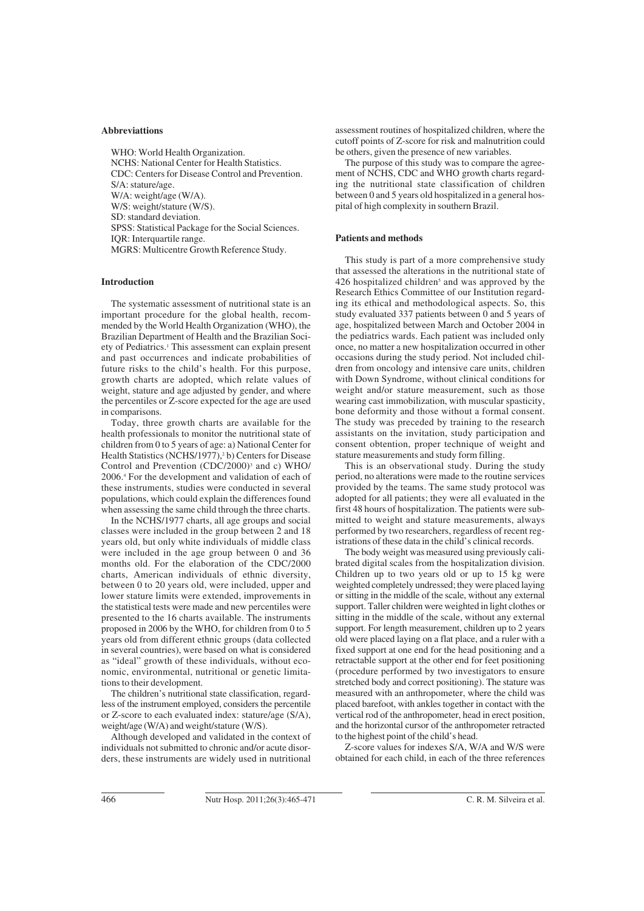### Abbreviattions

WHO: World Health Organization.
NCHS: National Center for Health Statistics.
CDC: Centers for Disease Control and Prevention.
S/A: stature/age.
W/A: weight/age (W/A).
W/S: weight/stature (W/S).
SD: standard deviation.
SPSS: Statistical Package for the Social Sciences.
IQR: Interquartile range.
MGRS: Multicentre Growth Reference Study.

### Introduction

The systematic assessment of nutritional state is an important procedure for the global health, recommended by the World Health Organization (WHO), the Brazilian Department of Health and the Brazilian Society of Pediatrics.[1] This assessment can explain present and past occurrences and indicate probabilities of future risks to the child's health. For this purpose, growth charts are adopted, which relate values of weight, stature and age adjusted by gender, and where the percentiles or Z-score expected for the age are used in comparisons.

Today, three growth charts are available for the health professionals to monitor the nutritional state of children from 0 to 5 years of age: a) National Center for Health Statistics (NCHS/1977),[2] b) Centers for Disease Control and Prevention (CDC/2000)[3] and c) WHO/2006.[4] For the development and validation of each of these instruments, studies were conducted in several populations, which could explain the differences found when assessing the same child through the three charts.

In the NCHS/1977 charts, all age groups and social classes were included in the group between 2 and 18 years old, but only white individuals of middle class were included in the age group between 0 and 36 months old. For the elaboration of the CDC/2000 charts, American individuals of ethnic diversity, between 0 to 20 years old, were included, upper and lower stature limits were extended, improvements in the statistical tests were made and new percentiles were presented to the 16 charts available. The instruments proposed in 2006 by the WHO, for children from 0 to 5 years old from different ethnic groups (data collected in several countries), were based on what is considered as "ideal" growth of these individuals, without economic, environmental, nutritional or genetic limitations to their development.

The children's nutritional state classification, regardless of the instrument employed, considers the percentile or Z-score to each evaluated index: stature/age (S/A), weight/age (W/A) and weight/stature (W/S).

Although developed and validated in the context of individuals not submitted to chronic and/or acute disorders, these instruments are widely used in nutritional assessment routines of hospitalized children, where the cutoff points of Z-score for risk and malnutrition could be others, given the presence of new variables.

The purpose of this study was to compare the agreement of NCHS, CDC and WHO growth charts regarding the nutritional state classification of children between 0 and 5 years old hospitalized in a general hospital of high complexity in southern Brazil.

### Patients and methods

This study is part of a more comprehensive study that assessed the alterations in the nutritional state of 426 hospitalized children[5] and was approved by the Research Ethics Committee of our Institution regarding its ethical and methodological aspects. So, this study evaluated 337 patients between 0 and 5 years of age, hospitalized between March and October 2004 in the pediatrics wards. Each patient was included only once, no matter a new hospitalization occurred in other occasions during the study period. Not included children from oncology and intensive care units, children with Down Syndrome, without clinical conditions for weight and/or stature measurement, such as those wearing cast immobilization, with muscular spasticity, bone deformity and those without a formal consent. The study was preceded by training to the research assistants on the invitation, study participation and consent obtention, proper technique of weight and stature measurements and study form filling.

This is an observational study. During the study period, no alterations were made to the routine services provided by the teams. The same study protocol was adopted for all patients; they were all evaluated in the first 48 hours of hospitalization. The patients were submitted to weight and stature measurements, always performed by two researchers, regardless of recent registrations of these data in the child's clinical records.

The body weight was measured using previously calibrated digital scales from the hospitalization division. Children up to two years old or up to 15 kg were weighted completely undressed; they were placed laying or sitting in the middle of the scale, without any external support. Taller children were weighted in light clothes or sitting in the middle of the scale, without any external support. For length measurement, children up to 2 years old were placed laying on a flat place, and a ruler with a fixed support at one end for the head positioning and a retractable support at the other end for feet positioning (procedure performed by two investigators to ensure stretched body and correct positioning). The stature was measured with an anthropometer, where the child was placed barefoot, with ankles together in contact with the vertical rod of the anthropometer, head in erect position, and the horizontal cursor of the anthropometer retracted to the highest point of the child's head.

Z-score values for indexes S/A, W/A and W/S were obtained for each child, in each of the three references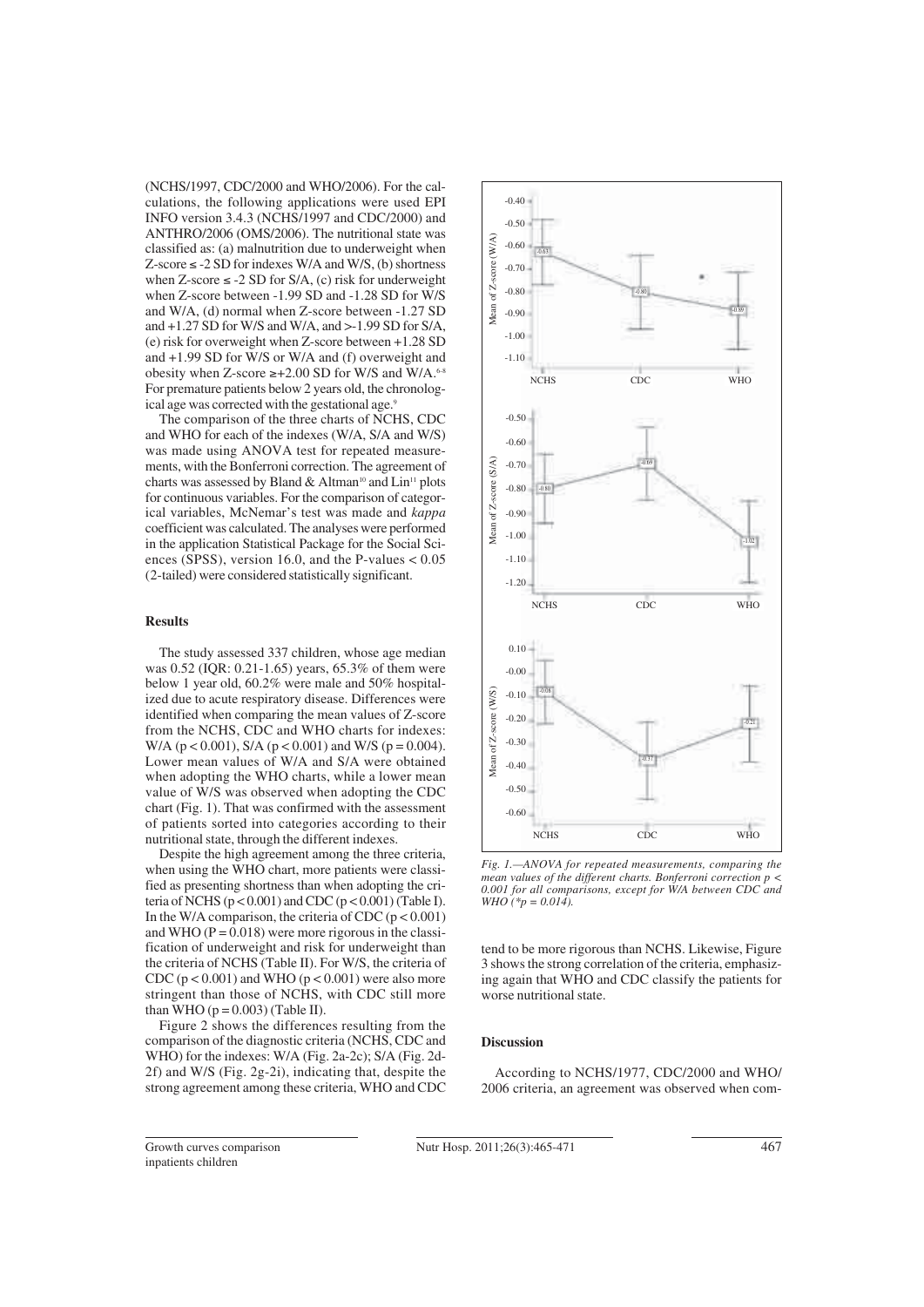(NCHS/1997, CDC/2000 and WHO/2006). For the calculations, the following applications were used EPI INFO version 3.4.3 (NCHS/1997 and CDC/2000) and ANTHRO/2006 (OMS/2006). The nutritional state was classified as: (a) malnutrition due to underweight when Z-score ≤ -2 SD for indexes W/A and W/S, (b) shortness when Z-score ≤ -2 SD for S/A, (c) risk for underweight when Z-score between -1.99 SD and -1.28 SD for W/S and W/A, (d) normal when Z-score between -1.27 SD and +1.27 SD for W/S and W/A, and >-1.99 SD for S/A, (e) risk for overweight when Z-score between +1.28 SD and +1.99 SD for W/S or W/A and (f) overweight and obesity when Z-score ≥+2.00 SD for W/S and W/A.[6-8] For premature patients below 2 years old, the chronological age was corrected with the gestational age.[9]

The comparison of the three charts of NCHS, CDC and WHO for each of the indexes (W/A, S/A and W/S) was made using ANOVA test for repeated measurements, with the Bonferroni correction. The agreement of charts was assessed by Bland & Altman[10] and Lin[11] plots for continuous variables. For the comparison of categorical variables, McNemar's test was made and *kappa* coefficient was calculated. The analyses were performed in the application Statistical Package for the Social Sciences (SPSS), version 16.0, and the P-values < 0.05 (2-tailed) were considered statistically significant.

## Results

The study assessed 337 children, whose age median was 0.52 (IQR: 0.21-1.65) years, 65.3% of them were below 1 year old, 60.2% were male and 50% hospitalized due to acute respiratory disease. Differences were identified when comparing the mean values of Z-score from the NCHS, CDC and WHO charts for indexes: W/A ($p < 0.001$), S/A ($p < 0.001$) and W/S ($p = 0.004$). Lower mean values of W/A and S/A were obtained when adopting the WHO charts, while a lower mean value of W/S was observed when adopting the CDC chart (Fig. 1). That was confirmed with the assessment of patients sorted into categories according to their nutritional state, through the different indexes.

Despite the high agreement among the three criteria, when using the WHO chart, more patients were classified as presenting shortness than when adopting the criteria of NCHS ($p < 0.001$) and CDC ($p < 0.001$) (Table I). In the W/A comparison, the criteria of CDC ($p < 0.001$) and WHO ($P = 0.018$) were more rigorous in the classification of underweight and risk for underweight than the criteria of NCHS (Table II). For W/S, the criteria of CDC ($p < 0.001$) and WHO ($p < 0.001$) were also more stringent than those of NCHS, with CDC still more than WHO ($p = 0.003$) (Table II).

Figure 2 shows the differences resulting from the comparison of the diagnostic criteria (NCHS, CDC and WHO) for the indexes: W/A (Fig. 2a-2c); S/A (Fig. 2d-2f) and W/S (Fig. 2g-2i), indicating that, despite the strong agreement among these criteria, WHO and CDC tend to be more rigorous than NCHS. Likewise, Figure 3 shows the strong correlation of the criteria, emphasizing again that WHO and CDC classify the patients for worse nutritional state.

*Fig. 1.—ANOVA for repeated measurements, comparing the mean values of the different charts. Bonferroni correction $p < 0.001$ for all comparisons, except for W/A between CDC and WHO (*$p = 0.014$).*

## Discussion

According to NCHS/1977, CDC/2000 and WHO/2006 criteria, an agreement was observed when com-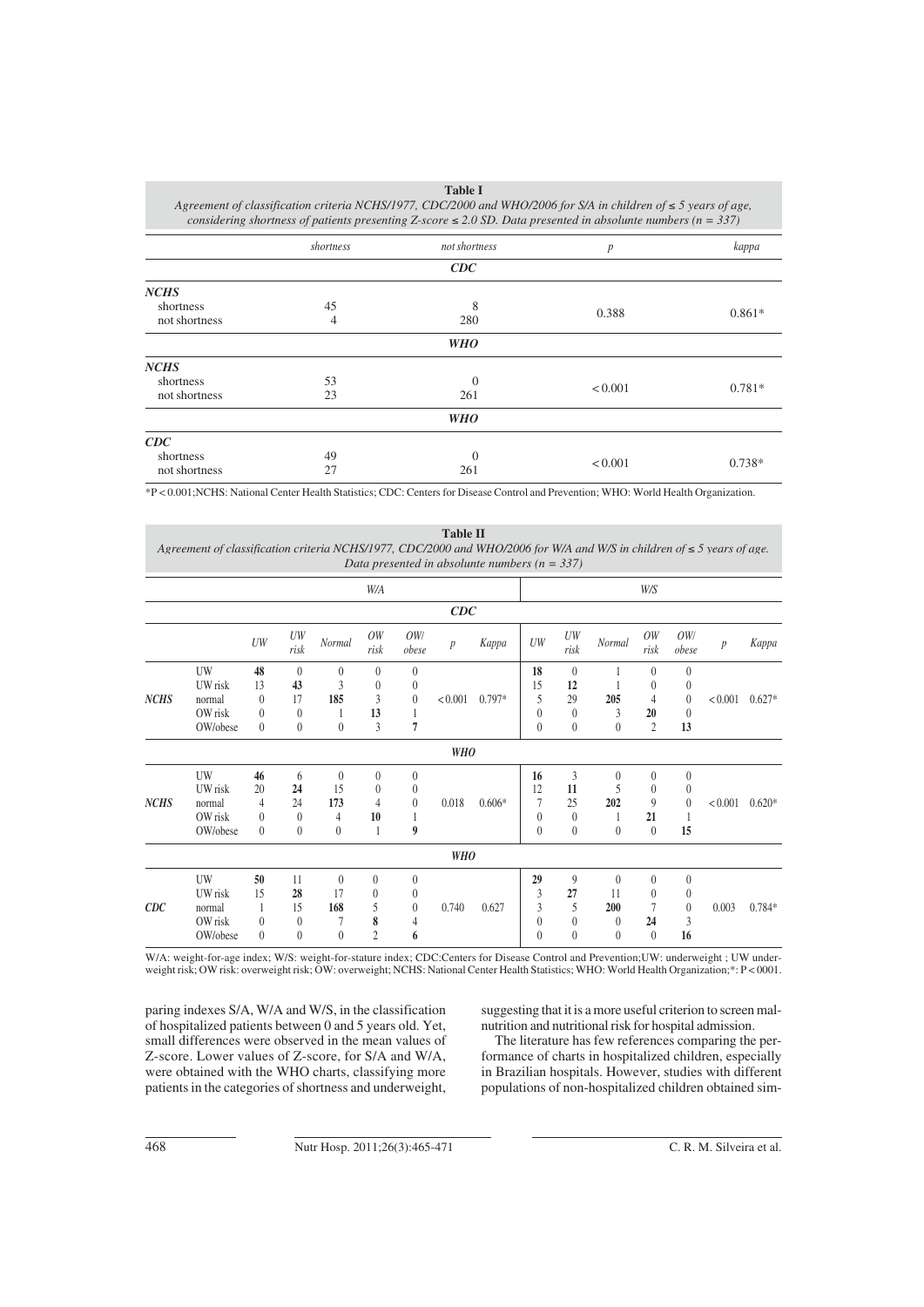**Table I**

*Agreement of classification criteria NCHS/1977, CDC/2000 and WHO/2006 for S/A in children of ≤ 5 years of age, considering shortness of patients presenting Z-score ≤ 2.0 SD. Data presented in absolunte numbers (n = 337)*

| | *shortness* | *not shortness* | *p* | *kappa* |
|---|---|---|---|---|
| | | ***CDC*** | | |
| ***NCHS*** | | | | |
| shortness | 45 | 8 | 0.388 | 0.861* |
| not shortness | 4 | 280 | | |
| | | ***WHO*** | | |
| ***NCHS*** | | | | |
| shortness | 53 | 0 | < 0.001 | 0.781* |
| not shortness | 23 | 261 | | |
| | | ***WHO*** | | |
| ***CDC*** | | | | |
| shortness | 49 | 0 | < 0.001 | 0.738* |
| not shortness | 27 | 261 | | |

*P < 0.001;NCHS: National Center Health Statistics; CDC: Centers for Disease Control and Prevention; WHO: World Health Organization.

**Table II**

*Agreement of classification criteria NCHS/1977, CDC/2000 and WHO/2006 for W/A and W/S in children of ≤ 5 years of age. Data presented in absolunte numbers (n = 337)*

| | | *W/A* | | | | | | | *W/S* | | | | | | |
|---|---|---|---|---|---|---|---|---|---|---|---|---|---|---|---|
| | | | | | | ***CDC*** | | | | | | | | | |
| | | *UW* | *UW risk* | *Normal* | *OW risk* | *OW/ obese* | *p* | *Kappa* | *UW* | *UW risk* | *Normal* | *OW risk* | *OW/ obese* | *p* | *Kappa* |
| ***NCHS*** | UW | **48** | 0 | 0 | 0 | 0 | < 0.001 | 0.797* | **18** | 0 | 1 | 0 | 0 | < 0.001 | 0.627* |
| | UW risk | 13 | **43** | 3 | 0 | 0 | | | 15 | **12** | 1 | 0 | 0 | | |
| | normal | 0 | 17 | **185** | 3 | 0 | | | 5 | 29 | **205** | 4 | 0 | | |
| | OW risk | 0 | 0 | 1 | **13** | 1 | | | 0 | 0 | 3 | **20** | 0 | | |
| | OW/obese | 0 | 0 | 0 | 3 | **7** | | | 0 | 0 | 0 | 2 | **13** | | |
| | | | | | | ***WHO*** | | | | | | | | | |
| ***NCHS*** | UW | **46** | 6 | 0 | 0 | 0 | 0.018 | 0.606* | **16** | 3 | 0 | 0 | 0 | < 0.001 | 0.620* |
| | UW risk | 20 | **24** | 15 | 0 | 0 | | | 12 | **11** | 5 | 0 | 0 | | |
| | normal | 4 | 24 | **173** | 4 | 0 | | | 7 | 25 | **202** | 9 | 0 | | |
| | OW risk | 0 | 0 | 4 | **10** | 1 | | | 0 | 0 | 1 | **21** | 1 | | |
| | OW/obese | 0 | 0 | 0 | 1 | **9** | | | 0 | 0 | 0 | 0 | **15** | | |
| | | | | | | ***WHO*** | | | | | | | | | |
| ***CDC*** | UW | **50** | 11 | 0 | 0 | 0 | 0.740 | 0.627 | **29** | 9 | 0 | 0 | 0 | 0.003 | 0.784* |
| | UW risk | 15 | **28** | 17 | 0 | 0 | | | 3 | **27** | 11 | 0 | 0 | | |
| | normal | 1 | 15 | **168** | 5 | 0 | | | 3 | 5 | **200** | 7 | 0 | | |
| | OW risk | 0 | 0 | 7 | **8** | 4 | | | 0 | 0 | 0 | **24** | 3 | | |
| | OW/obese | 0 | 0 | 0 | 2 | **6** | | | 0 | 0 | 0 | 0 | **16** | | |

W/A: weight-for-age index; W/S: weight-for-stature index; CDC:Centers for Disease Control and Prevention;UW: underweight ; UW underweight risk; OW risk: overweight risk; OW: overweight; NCHS: National Center Health Statistics; WHO: World Health Organization;*: P < 0001.

paring indexes S/A, W/A and W/S, in the classification of hospitalized patients between 0 and 5 years old. Yet, small differences were observed in the mean values of Z-score. Lower values of Z-score, for S/A and W/A, were obtained with the WHO charts, classifying more patients in the categories of shortness and underweight, suggesting that it is a more useful criterion to screen malnutrition and nutritional risk for hospital admission.

The literature has few references comparing the performance of charts in hospitalized children, especially in Brazilian hospitals. However, studies with different populations of non-hospitalized children obtained sim-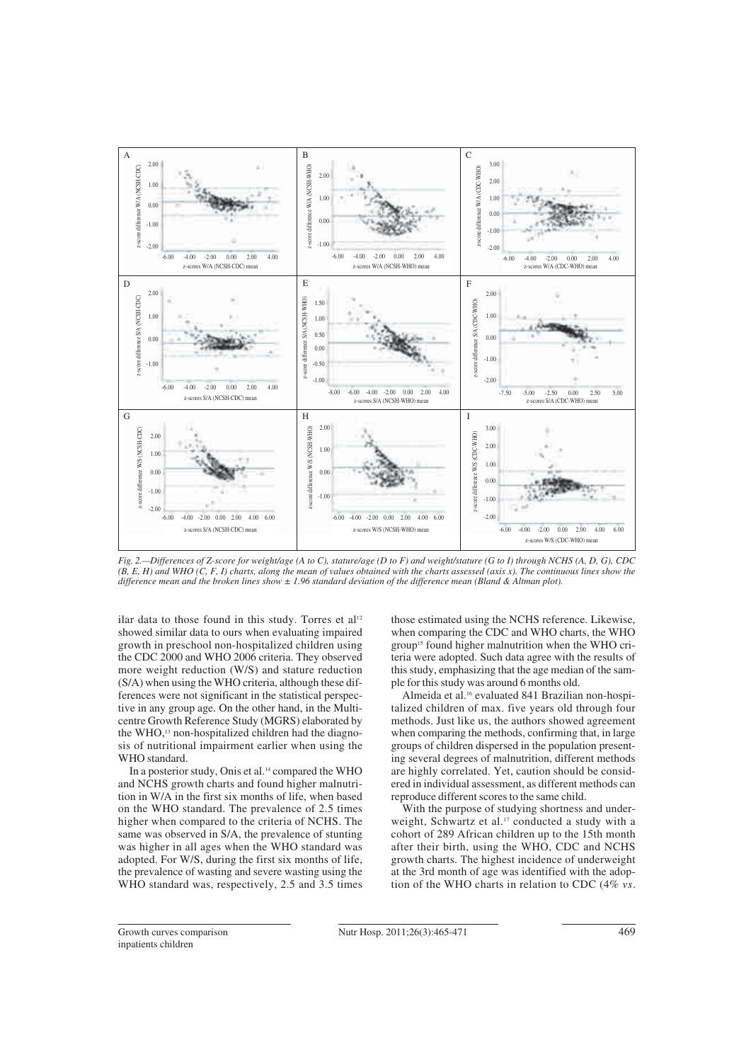*Fig. 2.—Differences of Z-score for weight/age (A to C), stature/age (D to F) and weight/stature (G to I) through NCHS (A, D, G), CDC (B, E, H) and WHO (C, F, I) charts, along the mean of values obtained with the charts assessed (axis x). The continuous lines show the difference mean and the broken lines show ± 1.96 standard deviation of the difference mean (Bland & Altman plot).*

ilar data to those found in this study. Torres et al[12] showed similar data to ours when evaluating impaired growth in preschool non-hospitalized children using the CDC 2000 and WHO 2006 criteria. They observed more weight reduction (W/S) and stature reduction (S/A) when using the WHO criteria, although these differences were not significant in the statistical perspective in any group age. On the other hand, in the Multicentre Growth Reference Study (MGRS) elaborated by the WHO,[13] non-hospitalized children had the diagnosis of nutritional impairment earlier when using the WHO standard.

In a posterior study, Onis et al.[14] compared the WHO and NCHS growth charts and found higher malnutrition in W/A in the first six months of life, when based on the WHO standard. The prevalence of 2.5 times higher when compared to the criteria of NCHS. The same was observed in S/A, the prevalence of stunting was higher in all ages when the WHO standard was adopted. For W/S, during the first six months of life, the prevalence of wasting and severe wasting using the WHO standard was, respectively, 2.5 and 3.5 times those estimated using the NCHS reference. Likewise, when comparing the CDC and WHO charts, the WHO group[15] found higher malnutrition when the WHO criteria were adopted. Such data agree with the results of this study, emphasizing that the age median of the sample for this study was around 6 months old.

Almeida et al.[16] evaluated 841 Brazilian non-hospitalized children of max. five years old through four methods. Just like us, the authors showed agreement when comparing the methods, confirming that, in large groups of children dispersed in the population presenting several degrees of malnutrition, different methods are highly correlated. Yet, caution should be considered in individual assessment, as different methods can reproduce different scores to the same child.

With the purpose of studying shortness and underweight, Schwartz et al.[17] conducted a study with a cohort of 289 African children up to the 15th month after their birth, using the WHO, CDC and NCHS growth charts. The highest incidence of underweight at the 3rd month of age was identified with the adoption of the WHO charts in relation to CDC (4% *vs*.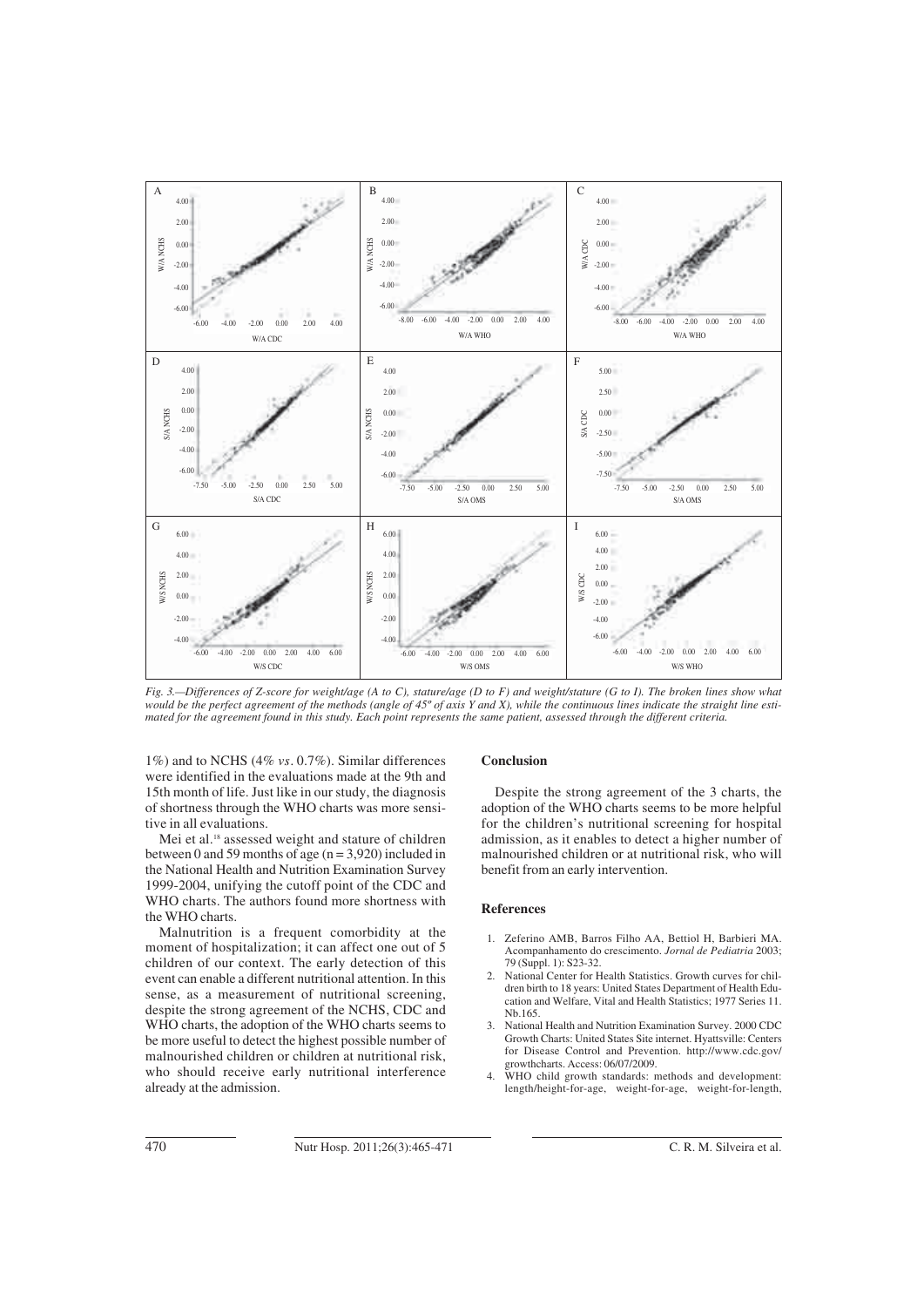*Fig. 3.—Differences of Z-score for weight/age (A to C), stature/age (D to F) and weight/stature (G to I). The broken lines show what would be the perfect agreement of the methods (angle of 45º of axis Y and X), while the continuous lines indicate the straight line estimated for the agreement found in this study. Each point represents the same patient, assessed through the different criteria.*

1%) and to NCHS (4% *vs*. 0.7%). Similar differences were identified in the evaluations made at the 9th and 15th month of life. Just like in our study, the diagnosis of shortness through the WHO charts was more sensitive in all evaluations.

Mei et al.[18] assessed weight and stature of children between 0 and 59 months of age (n = 3,920) included in the National Health and Nutrition Examination Survey 1999-2004, unifying the cutoff point of the CDC and WHO charts. The authors found more shortness with the WHO charts.

Malnutrition is a frequent comorbidity at the moment of hospitalization; it can affect one out of 5 children of our context. The early detection of this event can enable a different nutritional attention. In this sense, as a measurement of nutritional screening, despite the strong agreement of the NCHS, CDC and WHO charts, the adoption of the WHO charts seems to be more useful to detect the highest possible number of malnourished children or children at nutritional risk, who should receive early nutritional interference already at the admission.

## Conclusion

Despite the strong agreement of the 3 charts, the adoption of the WHO charts seems to be more helpful for the children's nutritional screening for hospital admission, as it enables to detect a higher number of malnourished children or at nutritional risk, who will benefit from an early intervention.

## References

1. Zeferino AMB, Barros Filho AA, Bettiol H, Barbieri MA. Acompanhamento do crescimento. *Jornal de Pediatria* 2003; 79 (Suppl. 1): S23-32.
2. National Center for Health Statistics. Growth curves for children birth to 18 years: United States Department of Health Education and Welfare, Vital and Health Statistics; 1977 Series 11. Nb.165.
3. National Health and Nutrition Examination Survey. 2000 CDC Growth Charts: United States Site internet. Hyattsville: Centers for Disease Control and Prevention. http://www.cdc.gov/growthcharts. Access: 06/07/2009.
4. WHO child growth standards: methods and development: length/height-for-age, weight-for-age, weight-for-length,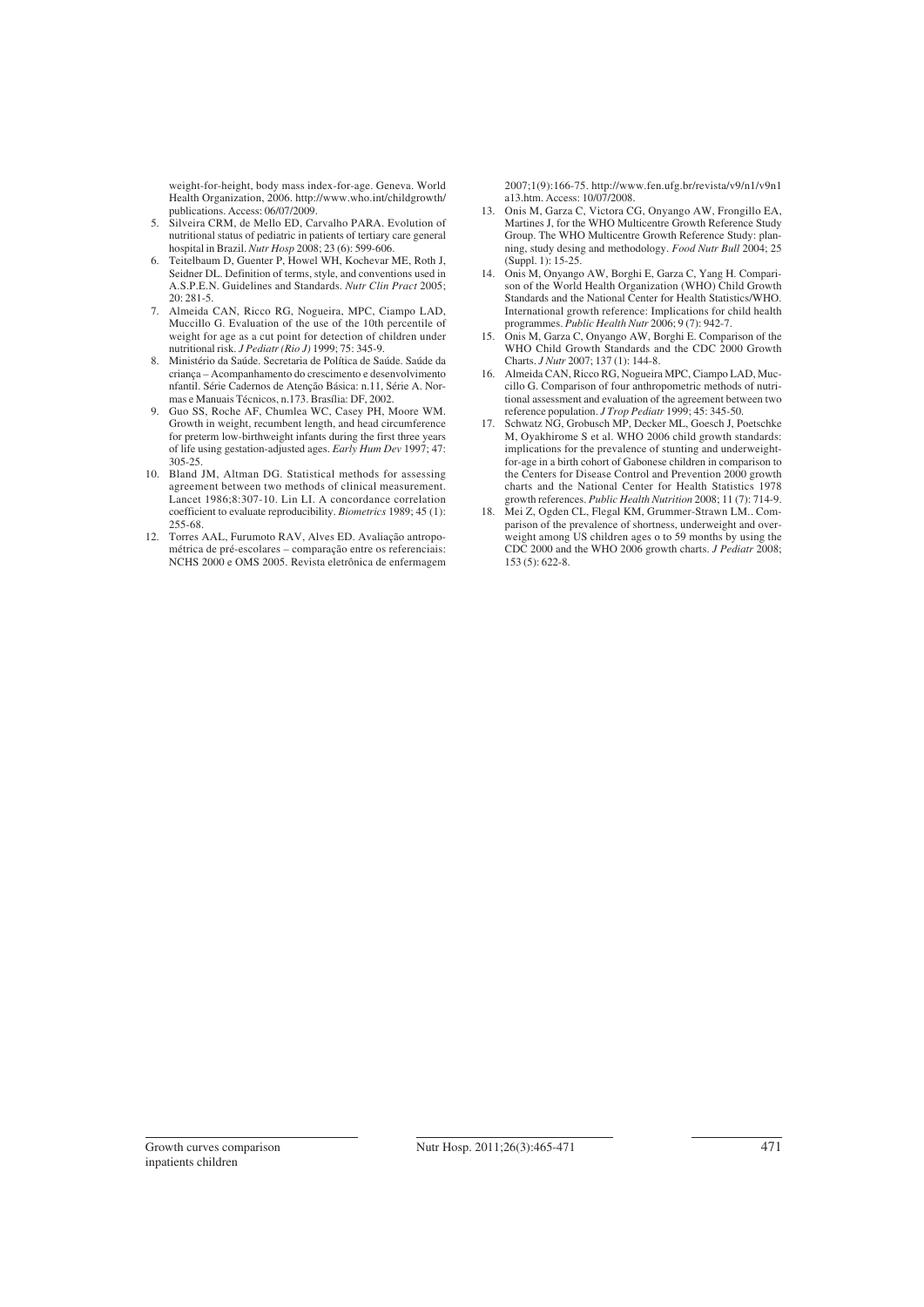weight-for-height, body mass index-for-age. Geneva. World Health Organization, 2006. http://www.who.int/childgrowth/publications. Access: 06/07/2009.

5. Silveira CRM, de Mello ED, Carvalho PARA. Evolution of nutritional status of pediatric in patients of tertiary care general hospital in Brazil. *Nutr Hosp* 2008; 23 (6): 599-606.
6. Teitelbaum D, Guenter P, Howel WH, Kochevar ME, Roth J, Seidner DL. Definition of terms, style, and conventions used in A.S.P.E.N. Guidelines and Standards. *Nutr Clin Pract* 2005; 20: 281-5.
7. Almeida CAN, Ricco RG, Nogueira, MPC, Ciampo LAD, Muccillo G. Evaluation of the use of the 10th percentile of weight for age as a cut point for detection of children under nutritional risk. *J Pediatr (Rio J)* 1999; 75: 345-9.
8. Ministério da Saúde. Secretaria de Política de Saúde. Saúde da criança – Acompanhamento do crescimento e desenvolvimento nfantil. Série Cadernos de Atenção Básica: n.11, Série A. Normas e Manuais Técnicos, n.173. Brasília: DF, 2002.
9. Guo SS, Roche AF, Chumlea WC, Casey PH, Moore WM. Growth in weight, recumbent length, and head circumference for preterm low-birthweight infants during the first three years of life using gestation-adjusted ages. *Early Hum Dev* 1997; 47: 305-25.
10. Bland JM, Altman DG. Statistical methods for assessing agreement between two methods of clinical measurement. Lancet 1986;8:307-10. Lin LI. A concordance correlation coefficient to evaluate reproducibility. *Biometrics* 1989; 45 (1): 255-68.
12. Torres AAL, Furumoto RAV, Alves ED. Avaliação antropométrica de pré-escolares – comparação entre os referenciais: NCHS 2000 e OMS 2005. Revista eletrônica de enfermagem 2007;1(9):166-75. http://www.fen.ufg.br/revista/v9/n1/v9n1a13.htm. Access: 10/07/2008.
13. Onis M, Garza C, Victora CG, Onyango AW, Frongillo EA, Martines J, for the WHO Multicentre Growth Reference Study Group. The WHO Multicentre Growth Reference Study: planning, study desing and methodology. *Food Nutr Bull* 2004; 25 (Suppl. 1): 15-25.
14. Onis M, Onyango AW, Borghi E, Garza C, Yang H. Comparison of the World Health Organization (WHO) Child Growth Standards and the National Center for Health Statistics/WHO. International growth reference: Implications for child health programmes. *Public Health Nutr* 2006; 9 (7): 942-7.
15. Onis M, Garza C, Onyango AW, Borghi E. Comparison of the WHO Child Growth Standards and the CDC 2000 Growth Charts. *J Nutr* 2007; 137 (1): 144-8.
16. Almeida CAN, Ricco RG, Nogueira MPC, Ciampo LAD, Muccillo G. Comparison of four anthropometric methods of nutritional assessment and evaluation of the agreement between two reference population. *J Trop Pediatr* 1999; 45: 345-50.
17. Schwatz NG, Grobusch MP, Decker ML, Goesch J, Poetschke M, Oyakhirome S et al. WHO 2006 child growth standards: implications for the prevalence of stunting and underweight-for-age in a birth cohort of Gabonese children in comparison to the Centers for Disease Control and Prevention 2000 growth charts and the National Center for Health Statistics 1978 growth references. *Public Health Nutrition* 2008; 11 (7): 714-9.
18. Mei Z, Ogden CL, Flegal KM, Grummer-Strawn LM.. Comparison of the prevalence of shortness, underweight and overweight among US children ages o to 59 months by using the CDC 2000 and the WHO 2006 growth charts. *J Pediatr* 2008; 153 (5): 622-8.